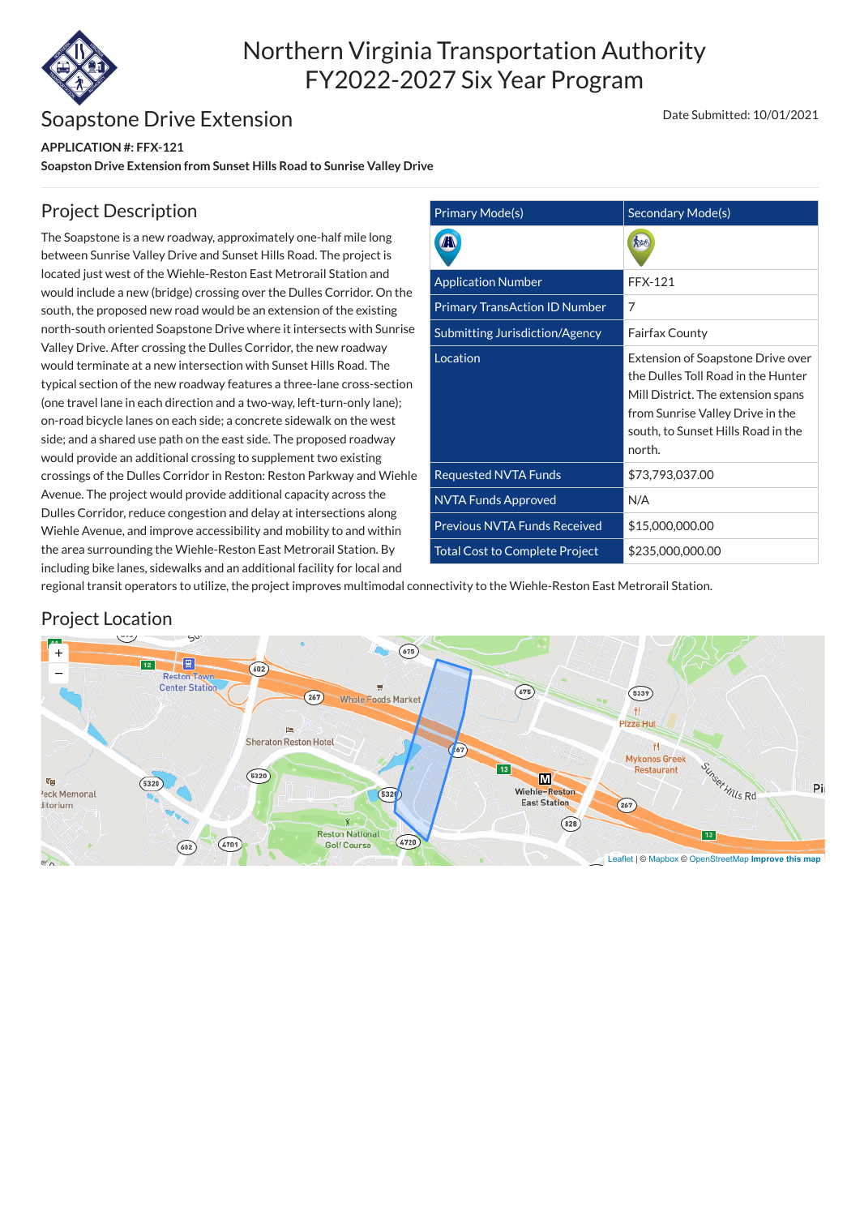# Northern Virginia Transportation Authority
# FY2022-2027 Six Year Program

## Soapstone Drive Extension

Date Submitted: 10/01/2021

**APPLICATION #: FFX-121**

**Soapston Drive Extension from Sunset Hills Road to Sunrise Valley Drive**

## Project Description

The Soapstone is a new roadway, approximately one-half mile long between Sunrise Valley Drive and Sunset Hills Road. The project is located just west of the Wiehle-Reston East Metrorail Station and would include a new (bridge) crossing over the Dulles Corridor. On the south, the proposed new road would be an extension of the existing north-south oriented Soapstone Drive where it intersects with Sunrise Valley Drive. After crossing the Dulles Corridor, the new roadway would terminate at a new intersection with Sunset Hills Road. The typical section of the new roadway features a three-lane cross-section (one travel lane in each direction and a two-way, left-turn-only lane); on-road bicycle lanes on each side; a concrete sidewalk on the west side; and a shared use path on the east side. The proposed roadway would provide an additional crossing to supplement two existing crossings of the Dulles Corridor in Reston: Reston Parkway and Wiehle Avenue. The project would provide additional capacity across the Dulles Corridor, reduce congestion and delay at intersections along Wiehle Avenue, and improve accessibility and mobility to and within the area surrounding the Wiehle-Reston East Metrorail Station. By including bike lanes, sidewalks and an additional facility for local and regional transit operators to utilize, the project improves multimodal connectivity to the Wiehle-Reston East Metrorail Station.

| Primary Mode(s) | Secondary Mode(s) |
|---|---|
| | |
| Application Number | FFX-121 |
| Primary TransAction ID Number | 7 |
| Submitting Jurisdiction/Agency | Fairfax County |
| Location | Extension of Soapstone Drive over the Dulles Toll Road in the Hunter Mill District. The extension spans from Sunrise Valley Drive in the south, to Sunset Hills Road in the north. |
| Requested NVTA Funds | $73,793,037.00 |
| NVTA Funds Approved | N/A |
| Previous NVTA Funds Received | $15,000,000.00 |
| Total Cost to Complete Project | $235,000,000.00 |

## Project Location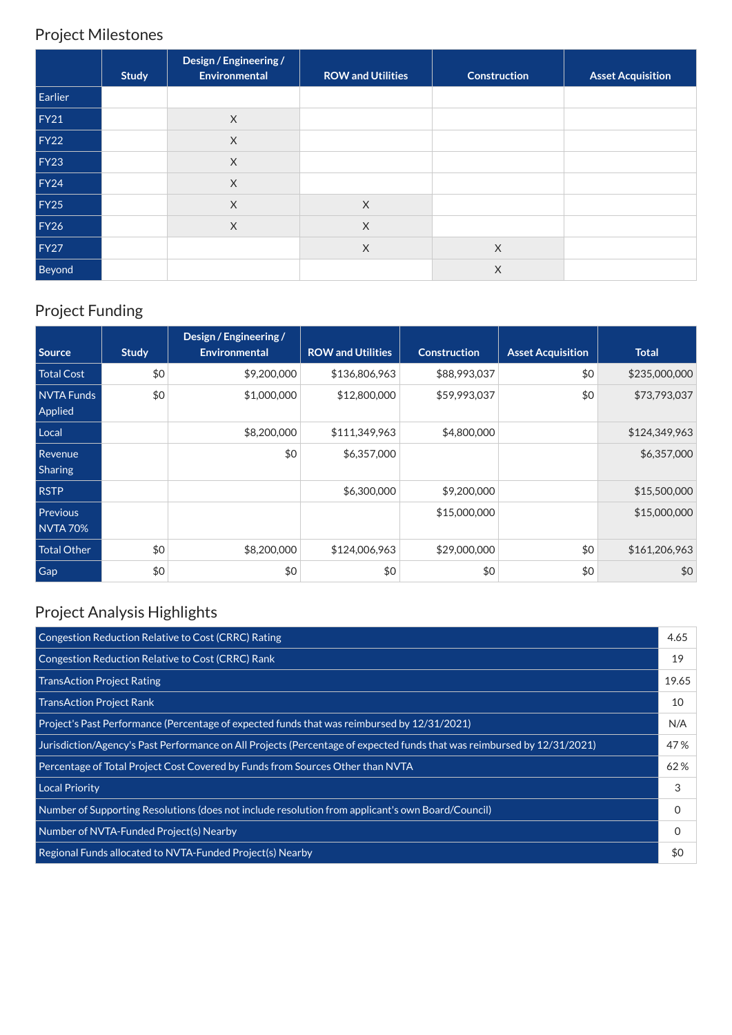## Project Milestones

| | Study | Design / Engineering / Environmental | ROW and Utilities | Construction | Asset Acquisition |
|---|---|---|---|---|---|
| Earlier | | | | | |
| FY21 | | X | | | |
| FY22 | | X | | | |
| FY23 | | X | | | |
| FY24 | | X | | | |
| FY25 | | X | X | | |
| FY26 | | X | X | | |
| FY27 | | | X | X | |
| Beyond | | | | X | |

## Project Funding

| Source | Study | Design / Engineering / Environmental | ROW and Utilities | Construction | Asset Acquisition | Total |
|---|---|---|---|---|---|---|
| Total Cost | $0 | $9,200,000 | $136,806,963 | $88,993,037 | $0 | $235,000,000 |
| NVTA Funds Applied | $0 | $1,000,000 | $12,800,000 | $59,993,037 | $0 | $73,793,037 |
| Local | | $8,200,000 | $111,349,963 | $4,800,000 | | $124,349,963 |
| Revenue Sharing | | $0 | $6,357,000 | | | $6,357,000 |
| RSTP | | | $6,300,000 | $9,200,000 | | $15,500,000 |
| Previous NVTA 70% | | | | $15,000,000 | | $15,000,000 |
| Total Other | $0 | $8,200,000 | $124,006,963 | $29,000,000 | $0 | $161,206,963 |
| Gap | $0 | $0 | $0 | $0 | $0 | $0 |

## Project Analysis Highlights

| | |
|---|---|
| Congestion Reduction Relative to Cost (CRRC) Rating | 4.65 |
| Congestion Reduction Relative to Cost (CRRC) Rank | 19 |
| TransAction Project Rating | 19.65 |
| TransAction Project Rank | 10 |
| Project's Past Performance (Percentage of expected funds that was reimbursed by 12/31/2021) | N/A |
| Jurisdiction/Agency's Past Performance on All Projects (Percentage of expected funds that was reimbursed by 12/31/2021) | 47 % |
| Percentage of Total Project Cost Covered by Funds from Sources Other than NVTA | 62 % |
| Local Priority | 3 |
| Number of Supporting Resolutions (does not include resolution from applicant's own Board/Council) | 0 |
| Number of NVTA-Funded Project(s) Nearby | 0 |
| Regional Funds allocated to NVTA-Funded Project(s) Nearby | $0 |